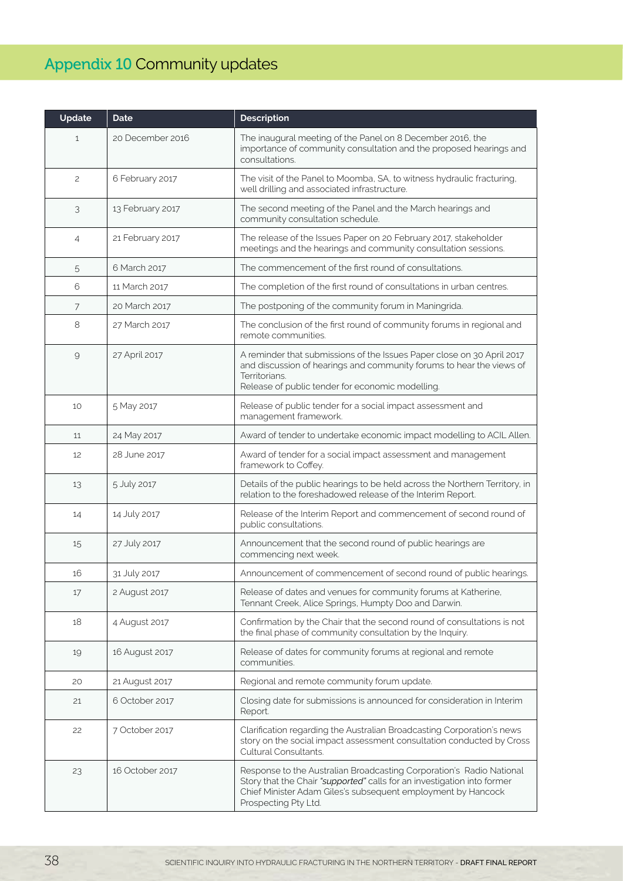# Appendix 10 Community updates

| Update | Date | Description |
|---|---|---|
| 1 | 20 December 2016 | The inaugural meeting of the Panel on 8 December 2016, the importance of community consultation and the proposed hearings and consultations. |
| 2 | 6 February 2017 | The visit of the Panel to Moomba, SA, to witness hydraulic fracturing, well drilling and associated infrastructure. |
| 3 | 13 February 2017 | The second meeting of the Panel and the March hearings and community consultation schedule. |
| 4 | 21 February 2017 | The release of the Issues Paper on 20 February 2017, stakeholder meetings and the hearings and community consultation sessions. |
| 5 | 6 March 2017 | The commencement of the first round of consultations. |
| 6 | 11 March 2017 | The completion of the first round of consultations in urban centres. |
| 7 | 20 March 2017 | The postponing of the community forum in Maningrida. |
| 8 | 27 March 2017 | The conclusion of the first round of community forums in regional and remote communities. |
| 9 | 27 April 2017 | A reminder that submissions of the Issues Paper close on 30 April 2017 and discussion of hearings and community forums to hear the views of Territorians.<br>Release of public tender for economic modelling. |
| 10 | 5 May 2017 | Release of public tender for a social impact assessment and management framework. |
| 11 | 24 May 2017 | Award of tender to undertake economic impact modelling to ACIL Allen. |
| 12 | 28 June 2017 | Award of tender for a social impact assessment and management framework to Coffey. |
| 13 | 5 July 2017 | Details of the public hearings to be held across the Northern Territory, in relation to the foreshadowed release of the Interim Report. |
| 14 | 14 July 2017 | Release of the Interim Report and commencement of second round of public consultations. |
| 15 | 27 July 2017 | Announcement that the second round of public hearings are commencing next week. |
| 16 | 31 July 2017 | Announcement of commencement of second round of public hearings. |
| 17 | 2 August 2017 | Release of dates and venues for community forums at Katherine, Tennant Creek, Alice Springs, Humpty Doo and Darwin. |
| 18 | 4 August 2017 | Confirmation by the Chair that the second round of consultations is not the final phase of community consultation by the Inquiry. |
| 19 | 16 August 2017 | Release of dates for community forums at regional and remote communities. |
| 20 | 21 August 2017 | Regional and remote community forum update. |
| 21 | 6 October 2017 | Closing date for submissions is announced for consideration in Interim Report. |
| 22 | 7 October 2017 | Clarification regarding the Australian Broadcasting Corporation's news story on the social impact assessment consultation conducted by Cross Cultural Consultants. |
| 23 | 16 October 2017 | Response to the Australian Broadcasting Corporation's Radio National Story that the Chair *"supported"* calls for an investigation into former Chief Minister Adam Giles's subsequent employment by Hancock Prospecting Pty Ltd. |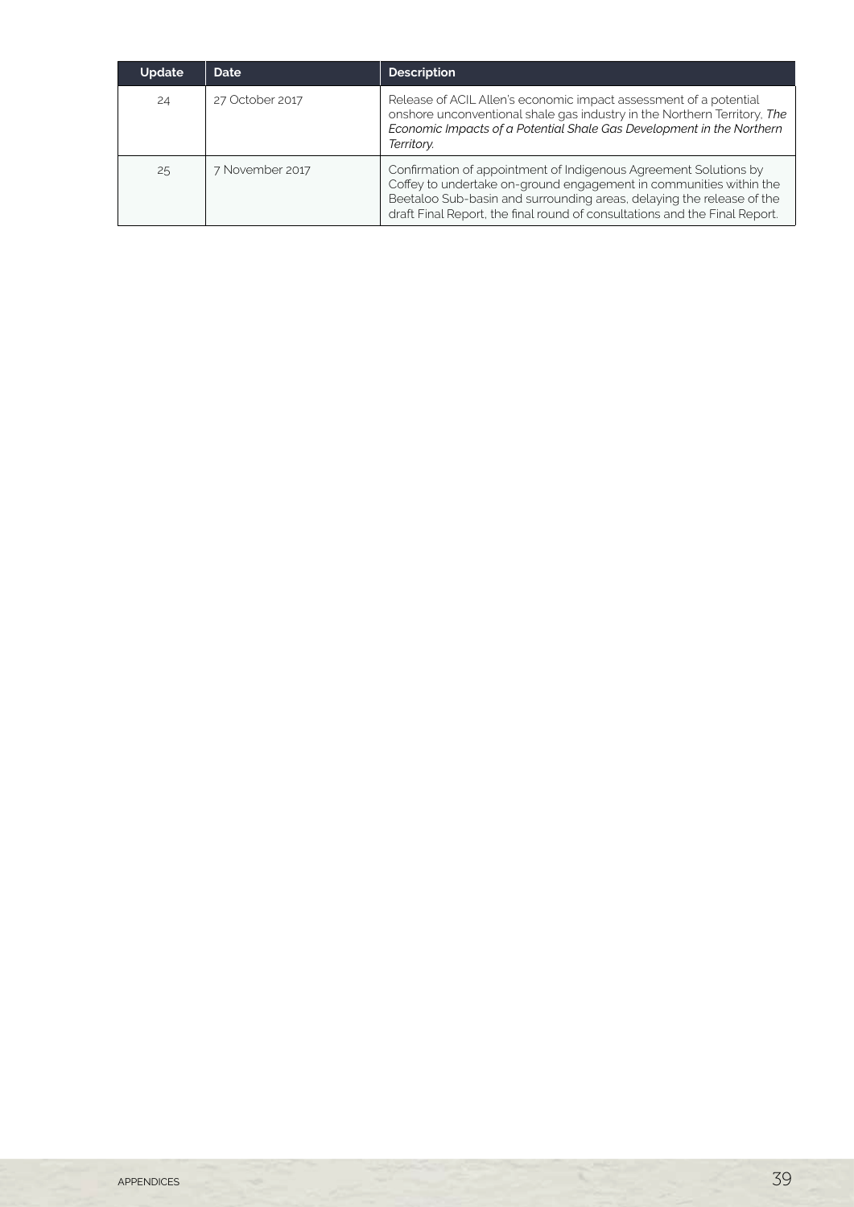| Update | Date | Description |
|---|---|---|
| 24 | 27 October 2017 | Release of ACIL Allen's economic impact assessment of a potential onshore unconventional shale gas industry in the Northern Territory, *The Economic Impacts of a Potential Shale Gas Development in the Northern Territory.* |
| 25 | 7 November 2017 | Confirmation of appointment of Indigenous Agreement Solutions by Coffey to undertake on-ground engagement in communities within the Beetaloo Sub-basin and surrounding areas, delaying the release of the draft Final Report, the final round of consultations and the Final Report. |